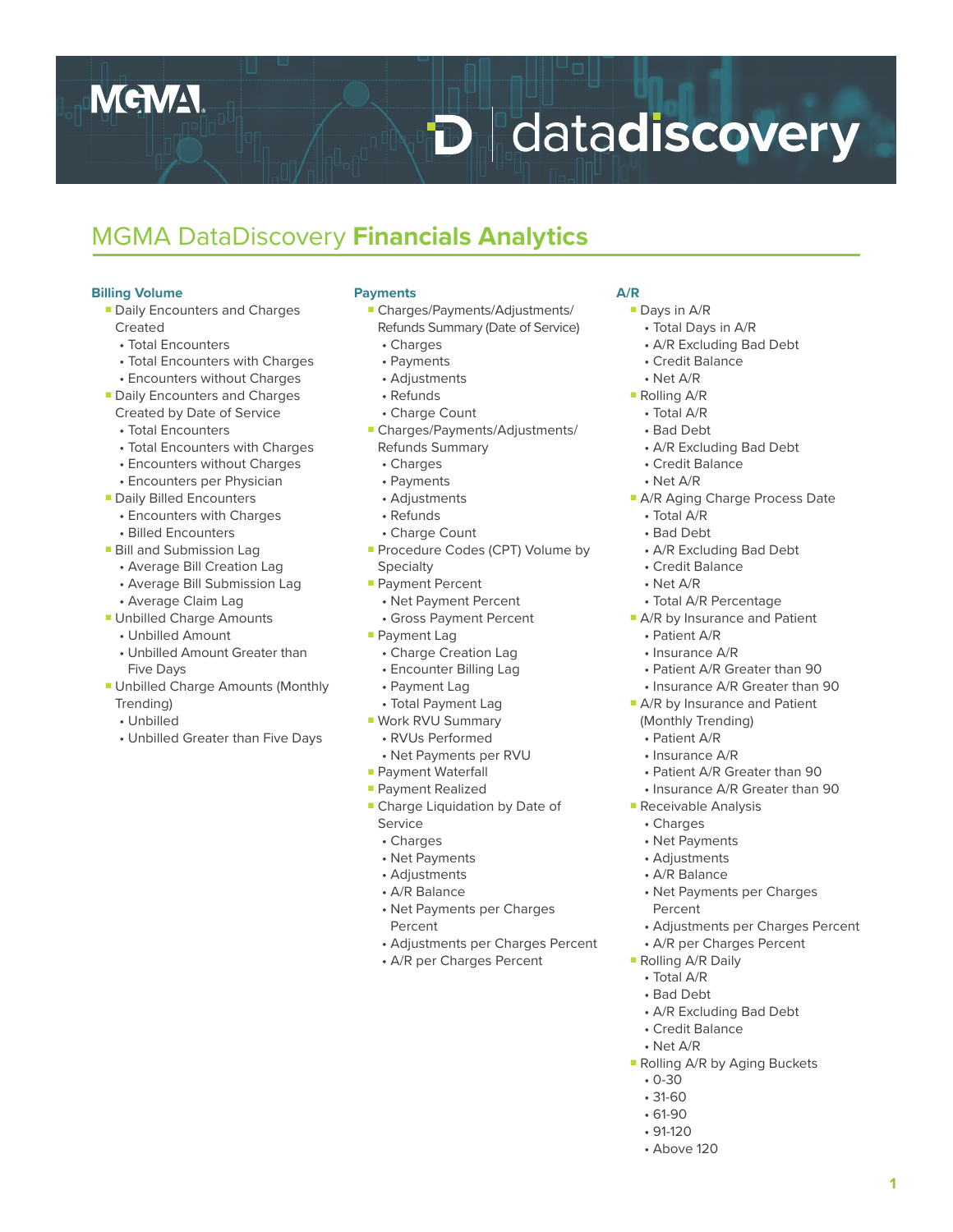# MGMA DataDiscovery **Financials Analytics**

### Billing Volume

- Daily Encounters and Charges Created
  - Total Encounters
  - Total Encounters with Charges
  - Encounters without Charges
- Daily Encounters and Charges Created by Date of Service
  - Total Encounters
  - Total Encounters with Charges
  - Encounters without Charges
  - Encounters per Physician
- Daily Billed Encounters
  - Encounters with Charges
  - Billed Encounters
- Bill and Submission Lag
  - Average Bill Creation Lag
  - Average Bill Submission Lag
  - Average Claim Lag
- Unbilled Charge Amounts
  - Unbilled Amount
  - Unbilled Amount Greater than Five Days
- Unbilled Charge Amounts (Monthly Trending)
  - Unbilled
  - Unbilled Greater than Five Days

### Payments

- Charges/Payments/Adjustments/Refunds Summary (Date of Service)
  - Charges
  - Payments
  - Adjustments
  - Refunds
  - Charge Count
- Charges/Payments/Adjustments/Refunds Summary
  - Charges
  - Payments
  - Adjustments
  - Refunds
  - Charge Count
- Procedure Codes (CPT) Volume by Specialty
- Payment Percent
  - Net Payment Percent
  - Gross Payment Percent
- Payment Lag
  - Charge Creation Lag
  - Encounter Billing Lag
  - Payment Lag
  - Total Payment Lag
- Work RVU Summary
  - RVUs Performed
  - Net Payments per RVU
- Payment Waterfall
- Payment Realized
- Charge Liquidation by Date of Service
  - Charges
  - Net Payments
  - Adjustments
  - A/R Balance
  - Net Payments per Charges Percent
  - Adjustments per Charges Percent
  - A/R per Charges Percent

### A/R

- Days in A/R
  - Total Days in A/R
  - A/R Excluding Bad Debt
  - Credit Balance
  - Net A/R
- Rolling A/R
  - Total A/R
  - Bad Debt
  - A/R Excluding Bad Debt
  - Credit Balance
  - Net A/R
- A/R Aging Charge Process Date
  - Total A/R
  - Bad Debt
  - A/R Excluding Bad Debt
  - Credit Balance
  - Net A/R
  - Total A/R Percentage
- A/R by Insurance and Patient
  - Patient A/R
  - Insurance A/R
  - Patient A/R Greater than 90
  - Insurance A/R Greater than 90
- A/R by Insurance and Patient (Monthly Trending)
  - Patient A/R
  - Insurance A/R
  - Patient A/R Greater than 90
  - Insurance A/R Greater than 90
- Receivable Analysis
  - Charges
  - Net Payments
  - Adjustments
  - A/R Balance
  - Net Payments per Charges Percent
  - Adjustments per Charges Percent
  - A/R per Charges Percent
- Rolling A/R Daily
  - Total A/R
  - Bad Debt
  - A/R Excluding Bad Debt
  - Credit Balance
  - Net A/R
- Rolling A/R by Aging Buckets
  - 0-30
  - 31-60
  - 61-90
  - 91-120
  - Above 120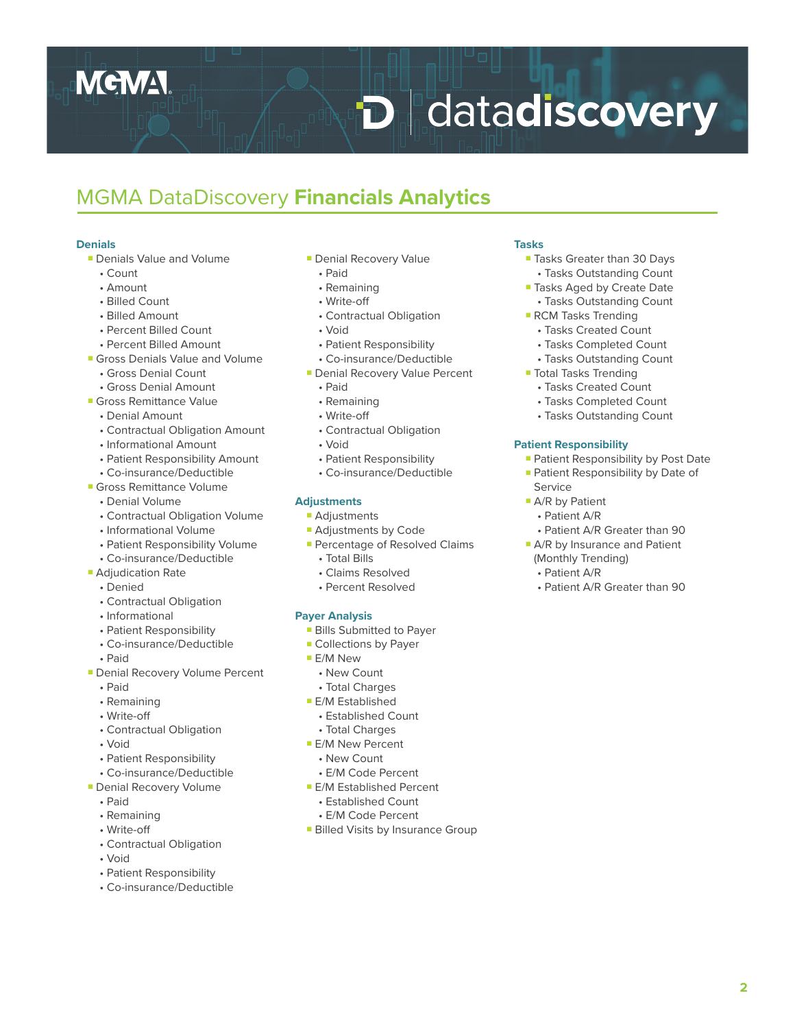# MGMA DataDiscovery **Financials Analytics**

### Denials

- Denials Value and Volume
  - Count
  - Amount
  - Billed Count
  - Billed Amount
  - Percent Billed Count
  - Percent Billed Amount
- Gross Denials Value and Volume
  - Gross Denial Count
  - Gross Denial Amount
- Gross Remittance Value
  - Denial Amount
  - Contractual Obligation Amount
  - Informational Amount
  - Patient Responsibility Amount
  - Co-insurance/Deductible
- Gross Remittance Volume
  - Denial Volume
  - Contractual Obligation Volume
  - Informational Volume
  - Patient Responsibility Volume
  - Co-insurance/Deductible
- Adjudication Rate
  - Denied
  - Contractual Obligation
  - Informational
  - Patient Responsibility
  - Co-insurance/Deductible
  - Paid
- Denial Recovery Volume Percent
  - Paid
  - Remaining
  - Write-off
  - Contractual Obligation
  - Void
  - Patient Responsibility
  - Co-insurance/Deductible
- Denial Recovery Volume
  - Paid
  - Remaining
  - Write-off
  - Contractual Obligation
  - Void
  - Patient Responsibility
  - Co-insurance/Deductible
- Denial Recovery Value
  - Paid
  - Remaining
  - Write-off
  - Contractual Obligation
  - Void
  - Patient Responsibility
  - Co-insurance/Deductible
- Denial Recovery Value Percent
  - Paid
  - Remaining
  - Write-off
  - Contractual Obligation
  - Void
  - Patient Responsibility
  - Co-insurance/Deductible

### Adjustments

- Adjustments
- Adjustments by Code
- Percentage of Resolved Claims
  - Total Bills
  - Claims Resolved
  - Percent Resolved

### Payer Analysis

- Bills Submitted to Payer
- Collections by Payer
- E/M New
  - New Count
  - Total Charges
- E/M Established
  - Established Count
  - Total Charges
- E/M New Percent
  - New Count
  - E/M Code Percent
- E/M Established Percent
  - Established Count
  - E/M Code Percent
- Billed Visits by Insurance Group

### Tasks

- Tasks Greater than 30 Days
  - Tasks Outstanding Count
- Tasks Aged by Create Date
  - Tasks Outstanding Count
- RCM Tasks Trending
  - Tasks Created Count
  - Tasks Completed Count
  - Tasks Outstanding Count
- Total Tasks Trending
  - Tasks Created Count
  - Tasks Completed Count
  - Tasks Outstanding Count

### Patient Responsibility

- Patient Responsibility by Post Date
- Patient Responsibility by Date of Service
- A/R by Patient
  - Patient A/R
  - Patient A/R Greater than 90
- A/R by Insurance and Patient (Monthly Trending)
  - Patient A/R
  - Patient A/R Greater than 90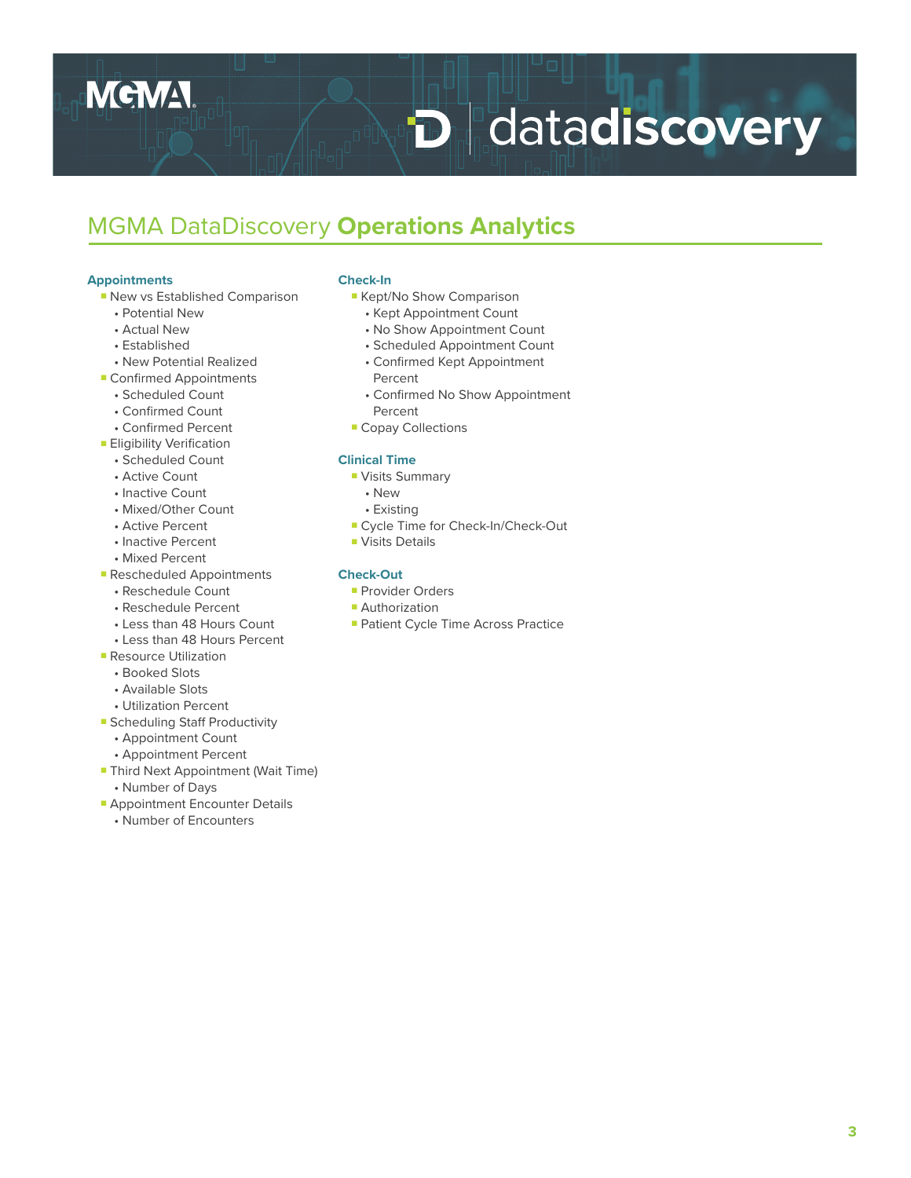# MGMA DataDiscovery **Operations Analytics**

### Appointments

- New vs Established Comparison
  - Potential New
  - Actual New
  - Established
  - New Potential Realized
- Confirmed Appointments
  - Scheduled Count
  - Confirmed Count
  - Confirmed Percent
- Eligibility Verification
  - Scheduled Count
  - Active Count
  - Inactive Count
  - Mixed/Other Count
  - Active Percent
  - Inactive Percent
  - Mixed Percent
- Rescheduled Appointments
  - Reschedule Count
  - Reschedule Percent
  - Less than 48 Hours Count
  - Less than 48 Hours Percent
- Resource Utilization
  - Booked Slots
  - Available Slots
  - Utilization Percent
- Scheduling Staff Productivity
  - Appointment Count
  - Appointment Percent
- Third Next Appointment (Wait Time)
  - Number of Days
- Appointment Encounter Details
  - Number of Encounters

### Check-In

- Kept/No Show Comparison
  - Kept Appointment Count
  - No Show Appointment Count
  - Scheduled Appointment Count
  - Confirmed Kept Appointment Percent
  - Confirmed No Show Appointment Percent
- Copay Collections

### Clinical Time

- Visits Summary
  - New
  - Existing
- Cycle Time for Check-In/Check-Out
- Visits Details

### Check-Out

- Provider Orders
- Authorization
- Patient Cycle Time Across Practice